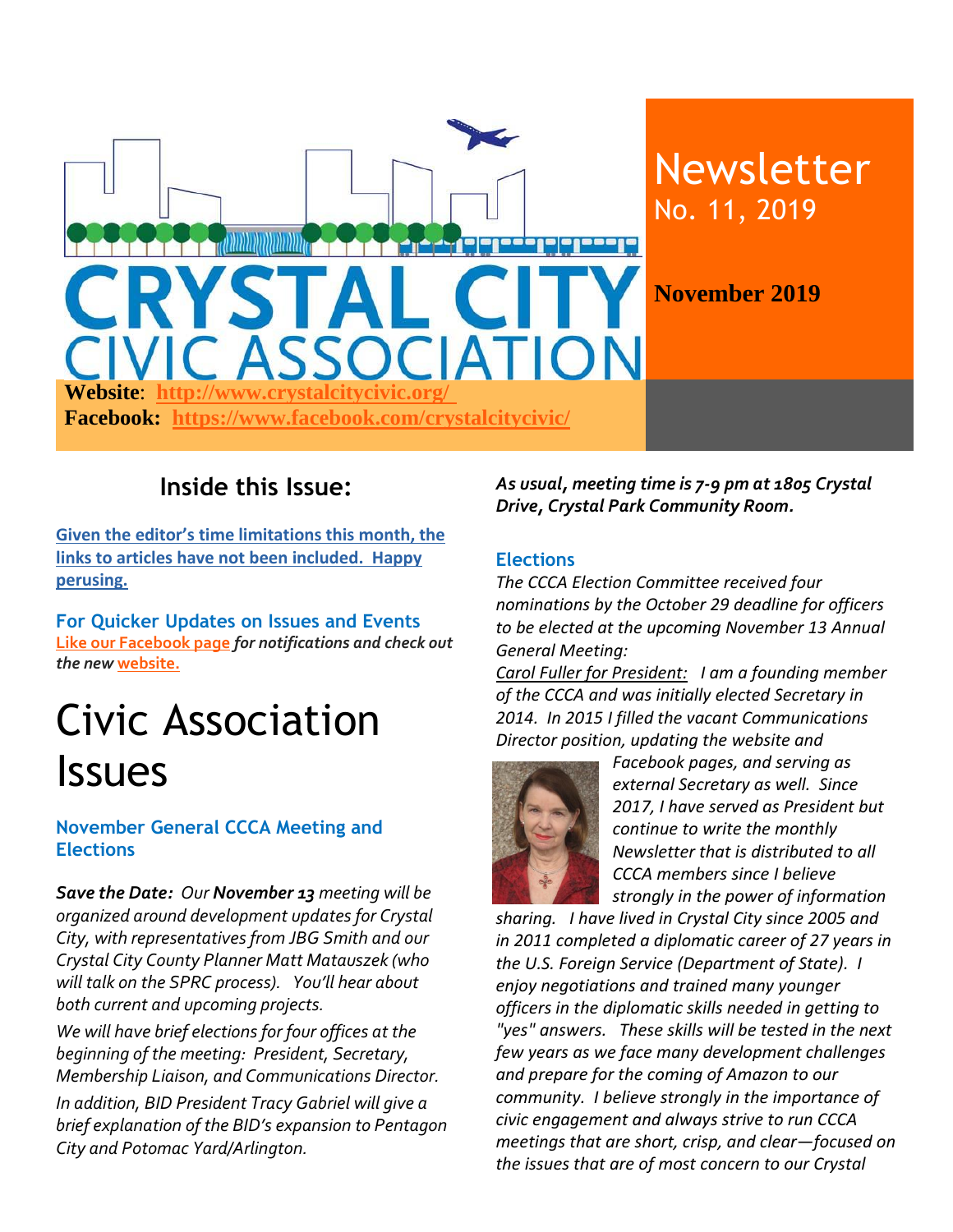# Crystal City Civic Association

**Website**: http://www.crystalcitycivic.org/

**Facebook:** https://www.facebook.com/crystalcitycivic/

# Newsletter

No. 11, 2019

**November 2019**

## Inside this Issue:

Given the editor's time limitations this month, the links to articles have not been included. Happy perusing.

### For Quicker Updates on Issues and Events

Like our Facebook page *for notifications and check out the new* website.

# Civic Association Issues

### November General CCCA Meeting and Elections

***Save the Date:*** *Our* ***November 13*** *meeting will be organized around development updates for Crystal City, with representatives from JBG Smith and our Crystal City County Planner Matt Matauszek (who will talk on the SPRC process). You'll hear about both current and upcoming projects.*

*We will have brief elections for four offices at the beginning of the meeting: President, Secretary, Membership Liaison, and Communications Director.*

*In addition, BID President Tracy Gabriel will give a brief explanation of the BID's expansion to Pentagon City and Potomac Yard/Arlington.*

***As usual, meeting time is 7-9 pm at 1805 Crystal Drive, Crystal Park Community Room.***

### Elections

*The CCCA Election Committee received four nominations by the October 29 deadline for officers to be elected at the upcoming November 13 Annual General Meeting:*

*Carol Fuller for President: I am a founding member of the CCCA and was initially elected Secretary in 2014. In 2015 I filled the vacant Communications Director position, updating the website and Facebook pages, and serving as external Secretary as well. Since 2017, I have served as President but continue to write the monthly Newsletter that is distributed to all CCCA members since I believe strongly in the power of information sharing. I have lived in Crystal City since 2005 and in 2011 completed a diplomatic career of 27 years in the U.S. Foreign Service (Department of State). I enjoy negotiations and trained many younger officers in the diplomatic skills needed in getting to "yes" answers. These skills will be tested in the next few years as we face many development challenges and prepare for the coming of Amazon to our community. I believe strongly in the importance of civic engagement and always strive to run CCCA meetings that are short, crisp, and clear—focused on the issues that are of most concern to our Crystal*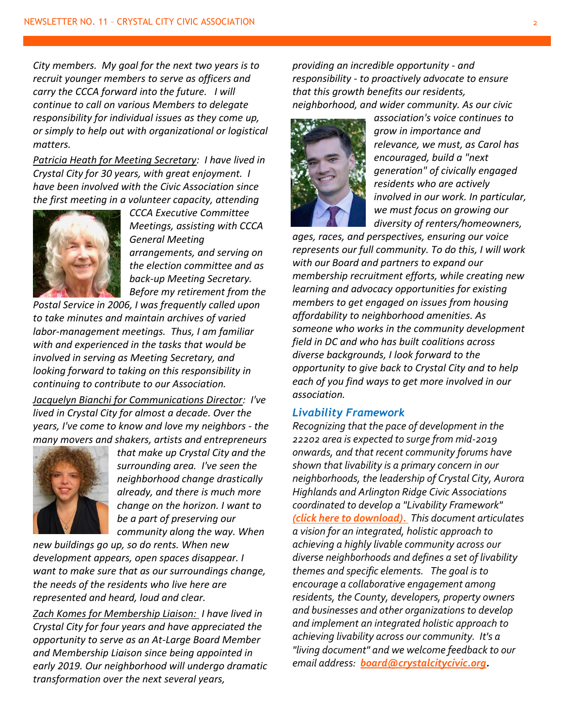*City members. My goal for the next two years is to recruit younger members to serve as officers and carry the CCCA forward into the future. I will continue to call on various Members to delegate responsibility for individual issues as they come up, or simply to help out with organizational or logistical matters.*

*Patricia Heath for Meeting Secretary: I have lived in Crystal City for 30 years, with great enjoyment. I have been involved with the Civic Association since the first meeting in a volunteer capacity, attending CCCA Executive Committee Meetings, assisting with CCCA General Meeting arrangements, and serving on the election committee and as back-up Meeting Secretary. Before my retirement from the Postal Service in 2006, I was frequently called upon to take minutes and maintain archives of varied labor-management meetings. Thus, I am familiar with and experienced in the tasks that would be involved in serving as Meeting Secretary, and looking forward to taking on this responsibility in continuing to contribute to our Association.*

*Jacquelyn Bianchi for Communications Director: I've lived in Crystal City for almost a decade. Over the years, I've come to know and love my neighbors - the many movers and shakers, artists and entrepreneurs that make up Crystal City and the surrounding area. I've seen the neighborhood change drastically already, and there is much more change on the horizon. I want to be a part of preserving our community along the way. When new buildings go up, so do rents. When new development appears, open spaces disappear. I want to make sure that as our surroundings change, the needs of the residents who live here are represented and heard, loud and clear.*

*Zach Komes for Membership Liaison: I have lived in Crystal City for four years and have appreciated the opportunity to serve as an At-Large Board Member and Membership Liaison since being appointed in early 2019. Our neighborhood will undergo dramatic transformation over the next several years, providing an incredible opportunity - and responsibility - to proactively advocate to ensure that this growth benefits our residents, neighborhood, and wider community. As our civic association's voice continues to grow in importance and relevance, we must, as Carol has encouraged, build a "next generation" of civically engaged residents who are actively involved in our work. In particular, we must focus on growing our diversity of renters/homeowners, ages, races, and perspectives, ensuring our voice represents our full community. To do this, I will work with our Board and partners to expand our membership recruitment efforts, while creating new learning and advocacy opportunities for existing members to get engaged on issues from housing affordability to neighborhood amenities. As someone who works in the community development field in DC and who has built coalitions across diverse backgrounds, I look forward to the opportunity to give back to Crystal City and to help each of you find ways to get more involved in our association.*

### *Livability Framework*

*Recognizing that the pace of development in the 22202 area is expected to surge from mid-2019 onwards, and that recent community forums have shown that livability is a primary concern in our neighborhoods, the leadership of Crystal City, Aurora Highlands and Arlington Ridge Civic Associations coordinated to develop a "Livability Framework" **(click here to download).** This document articulates a vision for an integrated, holistic approach to achieving a highly livable community across our diverse neighborhoods and defines a set of livability themes and specific elements. The goal is to encourage a collaborative engagement among residents, the County, developers, property owners and businesses and other organizations to develop and implement an integrated holistic approach to achieving livability across our community. It's a "living document" and we welcome feedback to our email address: **board@crystalcitycivic.org**.*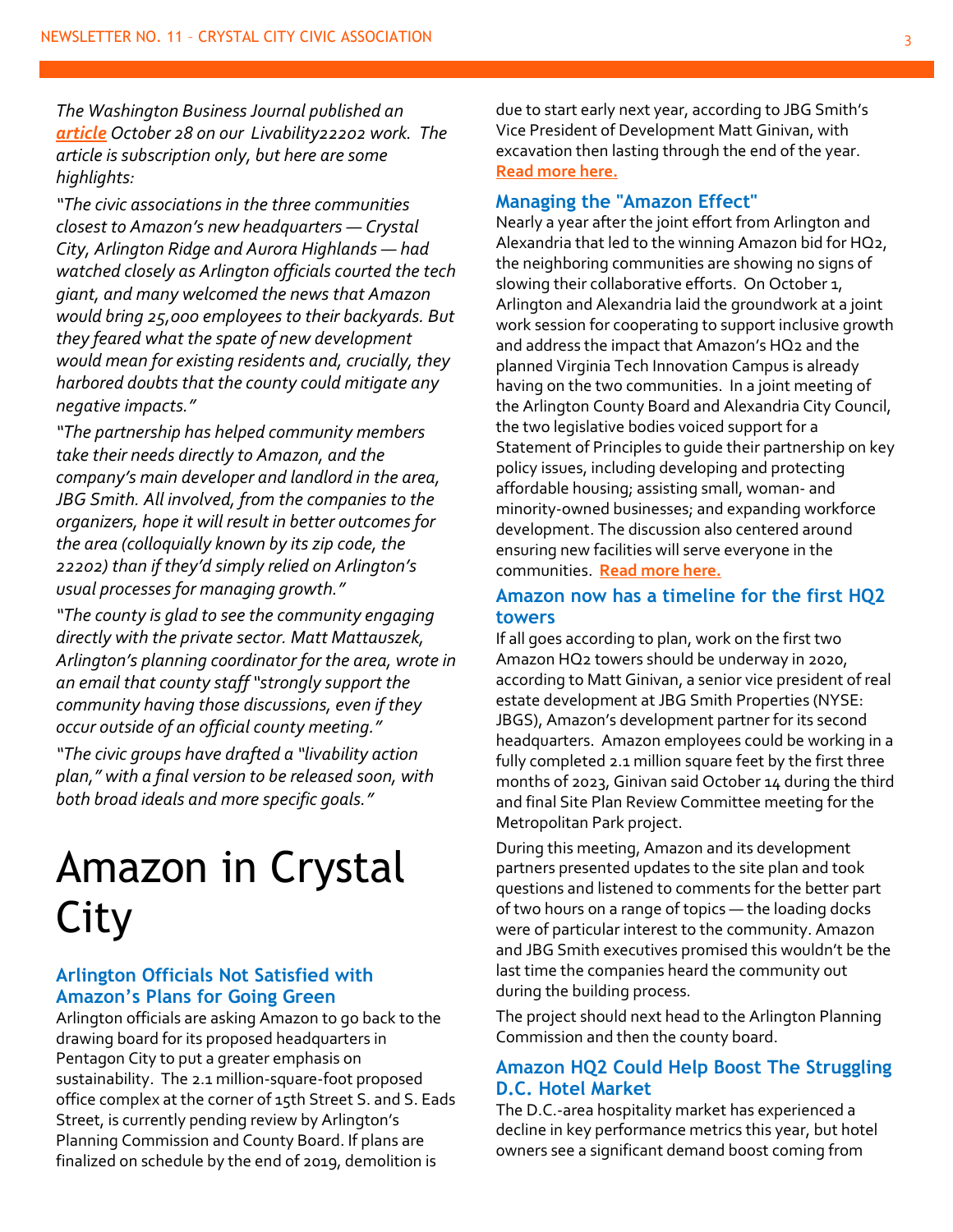*The Washington Business Journal published an **article** October 28 on our Livability22202 work. The article is subscription only, but here are some highlights:*

*"The civic associations in the three communities closest to Amazon's new headquarters — Crystal City, Arlington Ridge and Aurora Highlands — had watched closely as Arlington officials courted the tech giant, and many welcomed the news that Amazon would bring 25,000 employees to their backyards. But they feared what the spate of new development would mean for existing residents and, crucially, they harbored doubts that the county could mitigate any negative impacts."*

*"The partnership has helped community members take their needs directly to Amazon, and the company's main developer and landlord in the area, JBG Smith. All involved, from the companies to the organizers, hope it will result in better outcomes for the area (colloquially known by its zip code, the 22202) than if they'd simply relied on Arlington's usual processes for managing growth."*

*"The county is glad to see the community engaging directly with the private sector. Matt Mattauszek, Arlington's planning coordinator for the area, wrote in an email that county staff "strongly support the community having those discussions, even if they occur outside of an official county meeting."*

*"The civic groups have drafted a "livability action plan," with a final version to be released soon, with both broad ideals and more specific goals."*

# Amazon in Crystal City

### Arlington Officials Not Satisfied with Amazon's Plans for Going Green

Arlington officials are asking Amazon to go back to the drawing board for its proposed headquarters in Pentagon City to put a greater emphasis on sustainability. The 2.1 million-square-foot proposed office complex at the corner of 15th Street S. and S. Eads Street, is currently pending review by Arlington's Planning Commission and County Board. If plans are finalized on schedule by the end of 2019, demolition is due to start early next year, according to JBG Smith's Vice President of Development Matt Ginivan, with excavation then lasting through the end of the year. **Read more here.**

### Managing the "Amazon Effect"

Nearly a year after the joint effort from Arlington and Alexandria that led to the winning Amazon bid for HQ2, the neighboring communities are showing no signs of slowing their collaborative efforts. On October 1, Arlington and Alexandria laid the groundwork at a joint work session for cooperating to support inclusive growth and address the impact that Amazon's HQ2 and the planned Virginia Tech Innovation Campus is already having on the two communities. In a joint meeting of the Arlington County Board and Alexandria City Council, the two legislative bodies voiced support for a Statement of Principles to guide their partnership on key policy issues, including developing and protecting affordable housing; assisting small, woman- and minority-owned businesses; and expanding workforce development. The discussion also centered around ensuring new facilities will serve everyone in the communities. **Read more here.**

### Amazon now has a timeline for the first HQ2 towers

If all goes according to plan, work on the first two Amazon HQ2 towers should be underway in 2020, according to Matt Ginivan, a senior vice president of real estate development at JBG Smith Properties (NYSE: JBGS), Amazon's development partner for its second headquarters. Amazon employees could be working in a fully completed 2.1 million square feet by the first three months of 2023, Ginivan said October 14 during the third and final Site Plan Review Committee meeting for the Metropolitan Park project.

During this meeting, Amazon and its development partners presented updates to the site plan and took questions and listened to comments for the better part of two hours on a range of topics — the loading docks were of particular interest to the community. Amazon and JBG Smith executives promised this wouldn't be the last time the companies heard the community out during the building process.

The project should next head to the Arlington Planning Commission and then the county board.

### Amazon HQ2 Could Help Boost The Struggling D.C. Hotel Market

The D.C.-area hospitality market has experienced a decline in key performance metrics this year, but hotel owners see a significant demand boost coming from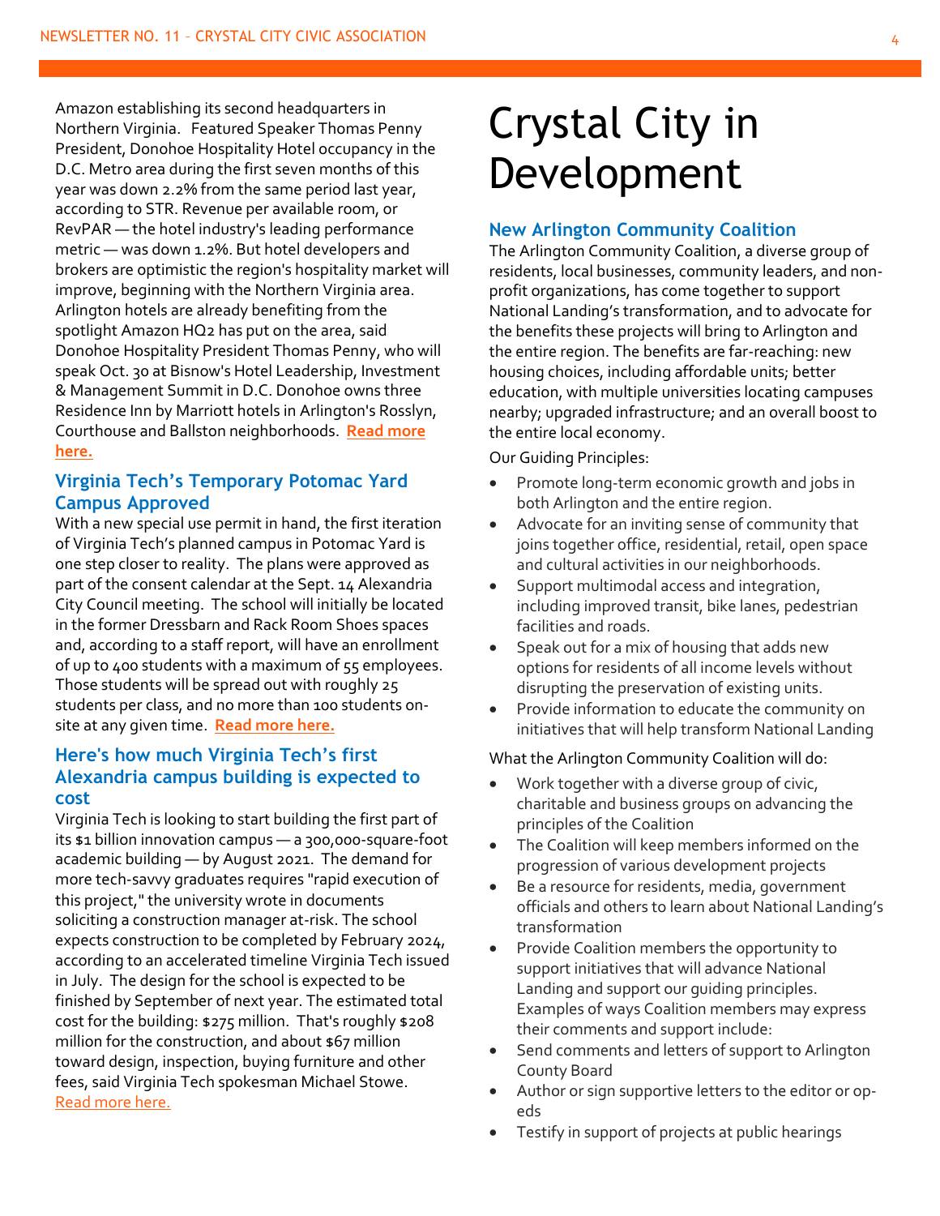Amazon establishing its second headquarters in Northern Virginia. Featured Speaker Thomas Penny President, Donohoe Hospitality Hotel occupancy in the D.C. Metro area during the first seven months of this year was down 2.2% from the same period last year, according to STR. Revenue per available room, or RevPAR — the hotel industry's leading performance metric — was down 1.2%. But hotel developers and brokers are optimistic the region's hospitality market will improve, beginning with the Northern Virginia area. Arlington hotels are already benefiting from the spotlight Amazon HQ2 has put on the area, said Donohoe Hospitality President Thomas Penny, who will speak Oct. 30 at Bisnow's Hotel Leadership, Investment & Management Summit in D.C. Donohoe owns three Residence Inn by Marriott hotels in Arlington's Rosslyn, Courthouse and Ballston neighborhoods. **Read more here.**

### Virginia Tech's Temporary Potomac Yard Campus Approved

With a new special use permit in hand, the first iteration of Virginia Tech's planned campus in Potomac Yard is one step closer to reality. The plans were approved as part of the consent calendar at the Sept. 14 Alexandria City Council meeting. The school will initially be located in the former Dressbarn and Rack Room Shoes spaces and, according to a staff report, will have an enrollment of up to 400 students with a maximum of 55 employees. Those students will be spread out with roughly 25 students per class, and no more than 100 students on-site at any given time. **Read more here.**

### Here's how much Virginia Tech's first Alexandria campus building is expected to cost

Virginia Tech is looking to start building the first part of its $1 billion innovation campus — a 300,000-square-foot academic building — by August 2021. The demand for more tech-savvy graduates requires "rapid execution of this project," the university wrote in documents soliciting a construction manager at-risk. The school expects construction to be completed by February 2024, according to an accelerated timeline Virginia Tech issued in July. The design for the school is expected to be finished by September of next year. The estimated total cost for the building: $275 million. That's roughly $208 million for the construction, and about $67 million toward design, inspection, buying furniture and other fees, said Virginia Tech spokesman Michael Stowe. Read more here.

# Crystal City in Development

### New Arlington Community Coalition

The Arlington Community Coalition, a diverse group of residents, local businesses, community leaders, and non-profit organizations, has come together to support National Landing's transformation, and to advocate for the benefits these projects will bring to Arlington and the entire region. The benefits are far-reaching: new housing choices, including affordable units; better education, with multiple universities locating campuses nearby; upgraded infrastructure; and an overall boost to the entire local economy.

Our Guiding Principles:

- Promote long-term economic growth and jobs in both Arlington and the entire region.
- Advocate for an inviting sense of community that joins together office, residential, retail, open space and cultural activities in our neighborhoods.
- Support multimodal access and integration, including improved transit, bike lanes, pedestrian facilities and roads.
- Speak out for a mix of housing that adds new options for residents of all income levels without disrupting the preservation of existing units.
- Provide information to educate the community on initiatives that will help transform National Landing

What the Arlington Community Coalition will do:

- Work together with a diverse group of civic, charitable and business groups on advancing the principles of the Coalition
- The Coalition will keep members informed on the progression of various development projects
- Be a resource for residents, media, government officials and others to learn about National Landing's transformation
- Provide Coalition members the opportunity to support initiatives that will advance National Landing and support our guiding principles. Examples of ways Coalition members may express their comments and support include:
- Send comments and letters of support to Arlington County Board
- Author or sign supportive letters to the editor or op-eds
- Testify in support of projects at public hearings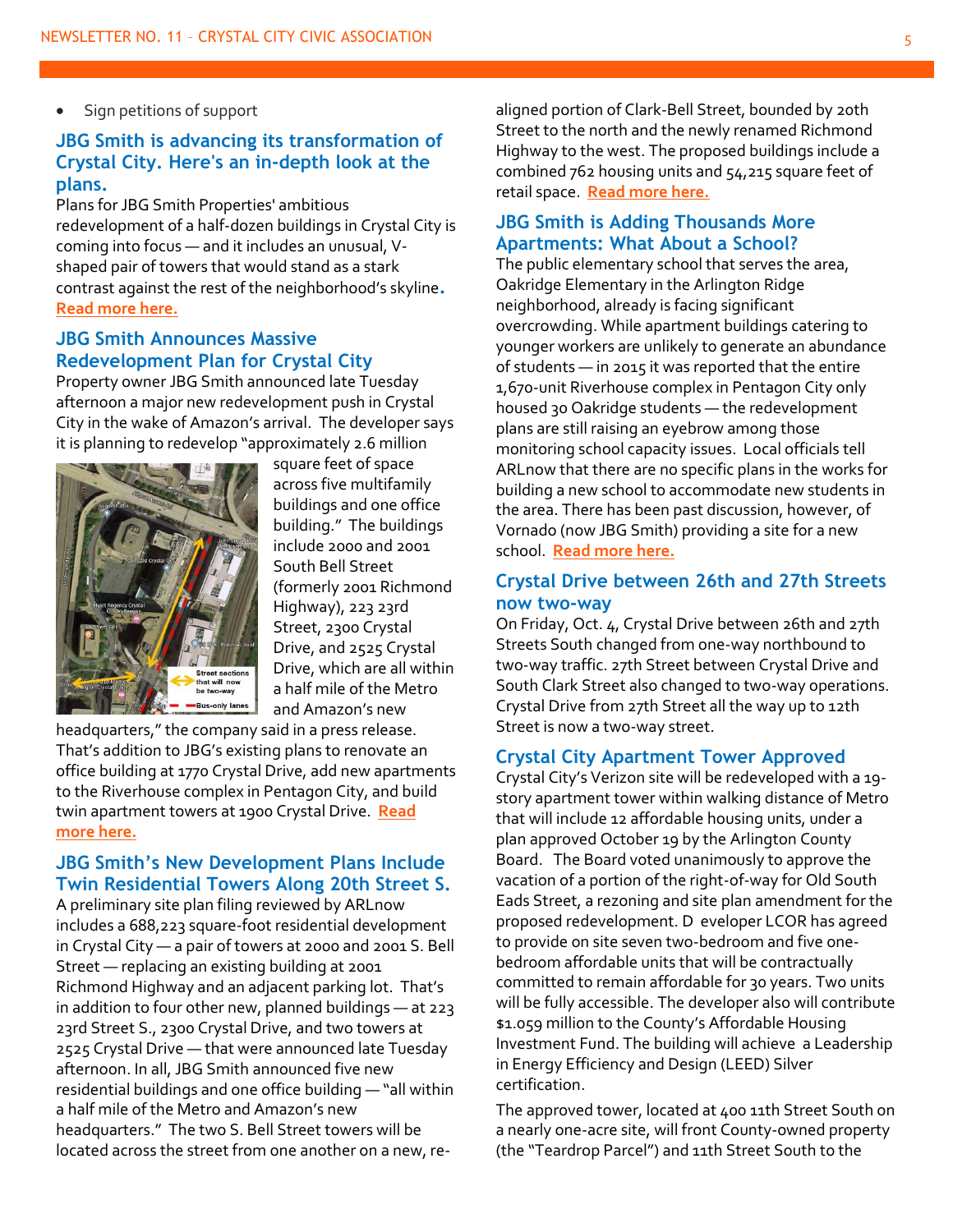- Sign petitions of support

### JBG Smith is advancing its transformation of Crystal City. Here's an in-depth look at the plans.

Plans for JBG Smith Properties' ambitious redevelopment of a half-dozen buildings in Crystal City is coming into focus — and it includes an unusual, V-shaped pair of towers that would stand as a stark contrast against the rest of the neighborhood's skyline. **Read more here.**

### JBG Smith Announces Massive Redevelopment Plan for Crystal City

Property owner JBG Smith announced late Tuesday afternoon a major new redevelopment push in Crystal City in the wake of Amazon's arrival. The developer says it is planning to redevelop "approximately 2.6 million square feet of space across five multifamily buildings and one office building." The buildings include 2000 and 2001 South Bell Street (formerly 2001 Richmond Highway), 223 23rd Street, 2300 Crystal Drive, and 2525 Crystal Drive, which are all within a half mile of the Metro and Amazon's new headquarters," the company said in a press release. That's addition to JBG's existing plans to renovate an office building at 1770 Crystal Drive, add new apartments to the Riverhouse complex in Pentagon City, and build twin apartment towers at 1900 Crystal Drive. **Read more here.**

### JBG Smith's New Development Plans Include Twin Residential Towers Along 20th Street S.

A preliminary site plan filing reviewed by ARLnow includes a 688,223 square-foot residential development in Crystal City — a pair of towers at 2000 and 2001 S. Bell Street — replacing an existing building at 2001 Richmond Highway and an adjacent parking lot. That's in addition to four other new, planned buildings — at 223 23rd Street S., 2300 Crystal Drive, and two towers at 2525 Crystal Drive — that were announced late Tuesday afternoon. In all, JBG Smith announced five new residential buildings and one office building — "all within a half mile of the Metro and Amazon's new headquarters." The two S. Bell Street towers will be located across the street from one another on a new, re-aligned portion of Clark-Bell Street, bounded by 20th Street to the north and the newly renamed Richmond Highway to the west. The proposed buildings include a combined 762 housing units and 54,215 square feet of retail space. **Read more here.**

### JBG Smith is Adding Thousands More Apartments: What About a School?

The public elementary school that serves the area, Oakridge Elementary in the Arlington Ridge neighborhood, already is facing significant overcrowding. While apartment buildings catering to younger workers are unlikely to generate an abundance of students — in 2015 it was reported that the entire 1,670-unit Riverhouse complex in Pentagon City only housed 30 Oakridge students — the redevelopment plans are still raising an eyebrow among those monitoring school capacity issues. Local officials tell ARLnow that there are no specific plans in the works for building a new school to accommodate new students in the area. There has been past discussion, however, of Vornado (now JBG Smith) providing a site for a new school. **Read more here.**

### Crystal Drive between 26th and 27th Streets now two-way

On Friday, Oct. 4, Crystal Drive between 26th and 27th Streets South changed from one-way northbound to two-way traffic. 27th Street between Crystal Drive and South Clark Street also changed to two-way operations. Crystal Drive from 27th Street all the way up to 12th Street is now a two-way street.

### Crystal City Apartment Tower Approved

Crystal City's Verizon site will be redeveloped with a 19-story apartment tower within walking distance of Metro that will include 12 affordable housing units, under a plan approved October 19 by the Arlington County Board. The Board voted unanimously to approve the vacation of a portion of the right-of-way for Old South Eads Street, a rezoning and site plan amendment for the proposed redevelopment. D eveloper LCOR has agreed to provide on site seven two-bedroom and five one-bedroom affordable units that will be contractually committed to remain affordable for 30 years. Two units will be fully accessible. The developer also will contribute $1.059 million to the County's Affordable Housing Investment Fund. The building will achieve a Leadership in Energy Efficiency and Design (LEED) Silver certification.

The approved tower, located at 400 11th Street South on a nearly one-acre site, will front County-owned property (the "Teardrop Parcel") and 11th Street South to the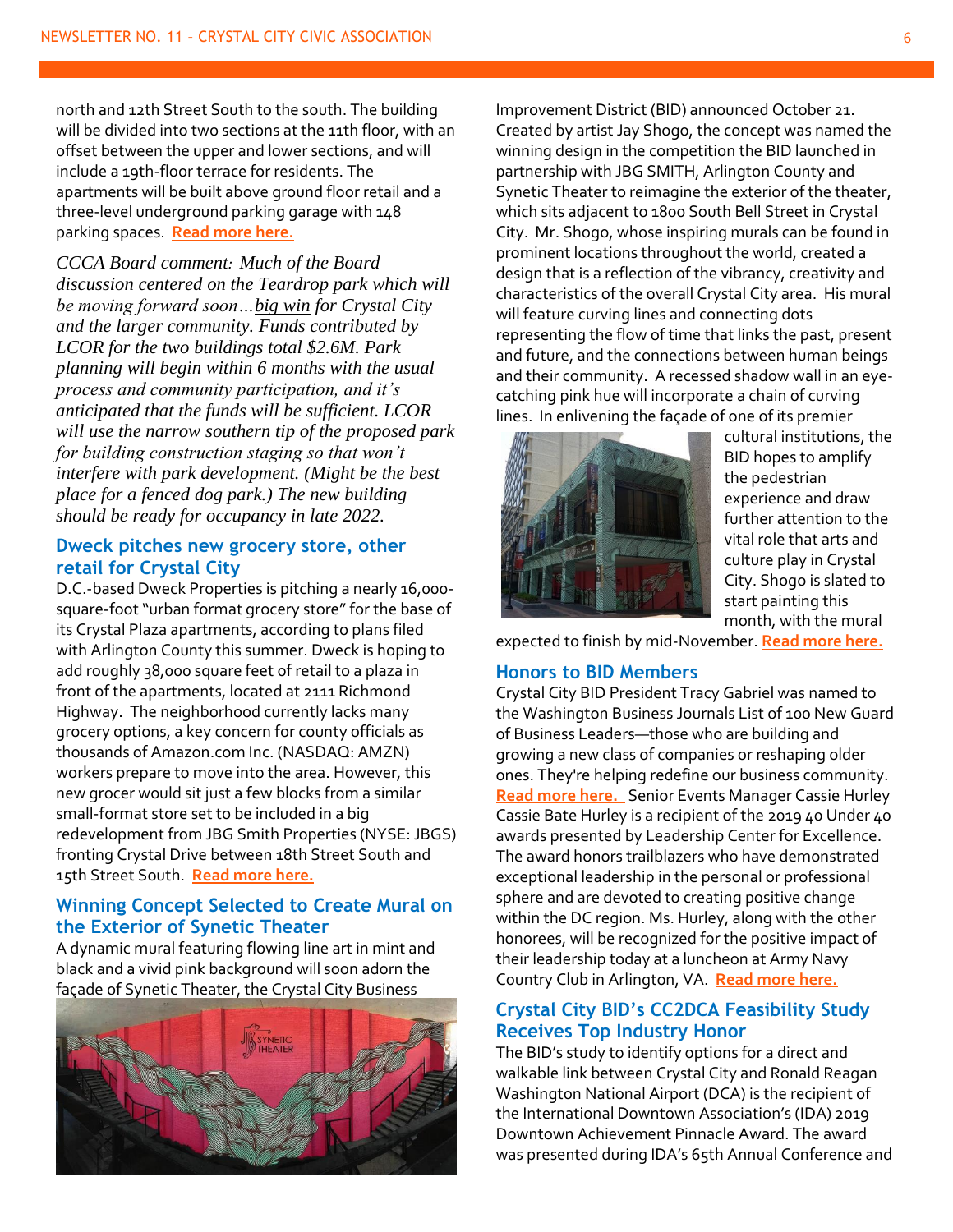north and 12th Street South to the south. The building will be divided into two sections at the 11th floor, with an offset between the upper and lower sections, and will include a 19th-floor terrace for residents. The apartments will be built above ground floor retail and a three-level underground parking garage with 148 parking spaces. **Read more here.**

*CCCA Board comment: Much of the Board discussion centered on the Teardrop park which will be moving forward soon…big win for Crystal City and the larger community. Funds contributed by LCOR for the two buildings total $2.6M. Park planning will begin within 6 months with the usual process and community participation, and it's anticipated that the funds will be sufficient. LCOR will use the narrow southern tip of the proposed park for building construction staging so that won't interfere with park development. (Might be the best place for a fenced dog park.) The new building should be ready for occupancy in late 2022.*

## Dweck pitches new grocery store, other retail for Crystal City

D.C.-based Dweck Properties is pitching a nearly 16,000-square-foot "urban format grocery store" for the base of its Crystal Plaza apartments, according to plans filed with Arlington County this summer. Dweck is hoping to add roughly 38,000 square feet of retail to a plaza in front of the apartments, located at 2111 Richmond Highway. The neighborhood currently lacks many grocery options, a key concern for county officials as thousands of Amazon.com Inc. (NASDAQ: AMZN) workers prepare to move into the area. However, this new grocer would sit just a few blocks from a similar small-format store set to be included in a big redevelopment from JBG Smith Properties (NYSE: JBGS) fronting Crystal Drive between 18th Street South and 15th Street South. **Read more here.**

## Winning Concept Selected to Create Mural on the Exterior of Synetic Theater

A dynamic mural featuring flowing line art in mint and black and a vivid pink background will soon adorn the façade of Synetic Theater, the Crystal City Business Improvement District (BID) announced October 21. Created by artist Jay Shogo, the concept was named the winning design in the competition the BID launched in partnership with JBG SMITH, Arlington County and Synetic Theater to reimagine the exterior of the theater, which sits adjacent to 1800 South Bell Street in Crystal City. Mr. Shogo, whose inspiring murals can be found in prominent locations throughout the world, created a design that is a reflection of the vibrancy, creativity and characteristics of the overall Crystal City area. His mural will feature curving lines and connecting dots representing the flow of time that links the past, present and future, and the connections between human beings and their community. A recessed shadow wall in an eye-catching pink hue will incorporate a chain of curving lines. In enlivening the façade of one of its premier cultural institutions, the BID hopes to amplify the pedestrian experience and draw further attention to the vital role that arts and culture play in Crystal City. Shogo is slated to start painting this month, with the mural expected to finish by mid-November. **Read more here.**

## Honors to BID Members

Crystal City BID President Tracy Gabriel was named to the Washington Business Journals List of 100 New Guard of Business Leaders—those who are building and growing a new class of companies or reshaping older ones. They're helping redefine our business community. **Read more here.** Senior Events Manager Cassie Hurley Cassie Bate Hurley is a recipient of the 2019 40 Under 40 awards presented by Leadership Center for Excellence. The award honors trailblazers who have demonstrated exceptional leadership in the personal or professional sphere and are devoted to creating positive change within the DC region. Ms. Hurley, along with the other honorees, will be recognized for the positive impact of their leadership today at a luncheon at Army Navy Country Club in Arlington, VA. **Read more here.**

## Crystal City BID's CC2DCA Feasibility Study Receives Top Industry Honor

The BID's study to identify options for a direct and walkable link between Crystal City and Ronald Reagan Washington National Airport (DCA) is the recipient of the International Downtown Association's (IDA) 2019 Downtown Achievement Pinnacle Award. The award was presented during IDA's 65th Annual Conference and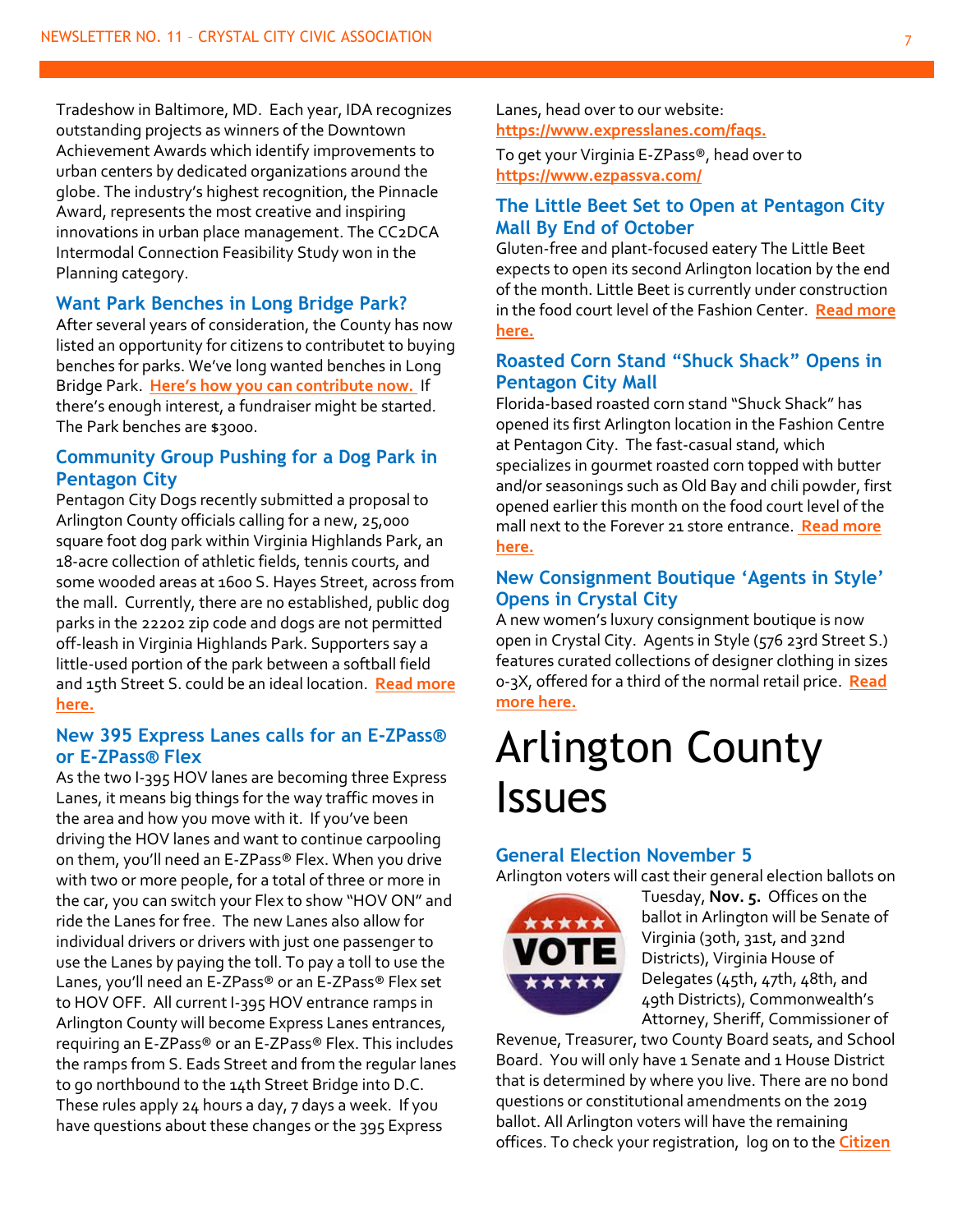Tradeshow in Baltimore, MD. Each year, IDA recognizes outstanding projects as winners of the Downtown Achievement Awards which identify improvements to urban centers by dedicated organizations around the globe. The industry's highest recognition, the Pinnacle Award, represents the most creative and inspiring innovations in urban place management. The CC2DCA Intermodal Connection Feasibility Study won in the Planning category.

### Want Park Benches in Long Bridge Park?

After several years of consideration, the County has now listed an opportunity for citizens to contributet to buying benches for parks. We've long wanted benches in Long Bridge Park. **Here's how you can contribute now.** If there's enough interest, a fundraiser might be started. The Park benches are $3000.

### Community Group Pushing for a Dog Park in Pentagon City

Pentagon City Dogs recently submitted a proposal to Arlington County officials calling for a new, 25,000 square foot dog park within Virginia Highlands Park, an 18-acre collection of athletic fields, tennis courts, and some wooded areas at 1600 S. Hayes Street, across from the mall. Currently, there are no established, public dog parks in the 22202 zip code and dogs are not permitted off-leash in Virginia Highlands Park. Supporters say a little-used portion of the park between a softball field and 15th Street S. could be an ideal location. **Read more here.**

### New 395 Express Lanes calls for an E-ZPass® or E-ZPass® Flex

As the two I-395 HOV lanes are becoming three Express Lanes, it means big things for the way traffic moves in the area and how you move with it. If you've been driving the HOV lanes and want to continue carpooling on them, you'll need an E-ZPass® Flex. When you drive with two or more people, for a total of three or more in the car, you can switch your Flex to show "HOV ON" and ride the Lanes for free. The new Lanes also allow for individual drivers or drivers with just one passenger to use the Lanes by paying the toll. To pay a toll to use the Lanes, you'll need an E-ZPass® or an E-ZPass® Flex set to HOV OFF. All current I-395 HOV entrance ramps in Arlington County will become Express Lanes entrances, requiring an E-ZPass® or an E-ZPass® Flex. This includes the ramps from S. Eads Street and from the regular lanes to go northbound to the 14th Street Bridge into D.C. These rules apply 24 hours a day, 7 days a week. If you have questions about these changes or the 395 Express Lanes, head over to our website: **https://www.expresslanes.com/faqs.**

To get your Virginia E-ZPass®, head over to **https://www.ezpassva.com/**

### The Little Beet Set to Open at Pentagon City Mall By End of October

Gluten-free and plant-focused eatery The Little Beet expects to open its second Arlington location by the end of the month. Little Beet is currently under construction in the food court level of the Fashion Center. **Read more here.**

### Roasted Corn Stand "Shuck Shack" Opens in Pentagon City Mall

Florida-based roasted corn stand "Shuck Shack" has opened its first Arlington location in the Fashion Centre at Pentagon City. The fast-casual stand, which specializes in gourmet roasted corn topped with butter and/or seasonings such as Old Bay and chili powder, first opened earlier this month on the food court level of the mall next to the Forever 21 store entrance. **Read more here.**

### New Consignment Boutique 'Agents in Style' Opens in Crystal City

A new women's luxury consignment boutique is now open in Crystal City. Agents in Style (576 23rd Street S.) features curated collections of designer clothing in sizes 0-3X, offered for a third of the normal retail price. **Read more here.**

# Arlington County Issues

### General Election November 5

Arlington voters will cast their general election ballots on Tuesday, **Nov. 5.** Offices on the ballot in Arlington will be Senate of Virginia (30th, 31st, and 32nd Districts), Virginia House of Delegates (45th, 47th, 48th, and 49th Districts), Commonwealth's Attorney, Sheriff, Commissioner of Revenue, Treasurer, two County Board seats, and School Board. You will only have 1 Senate and 1 House District that is determined by where you live. There are no bond questions or constitutional amendments on the 2019 ballot. All Arlington voters will have the remaining offices. To check your registration, log on to the **Citizen**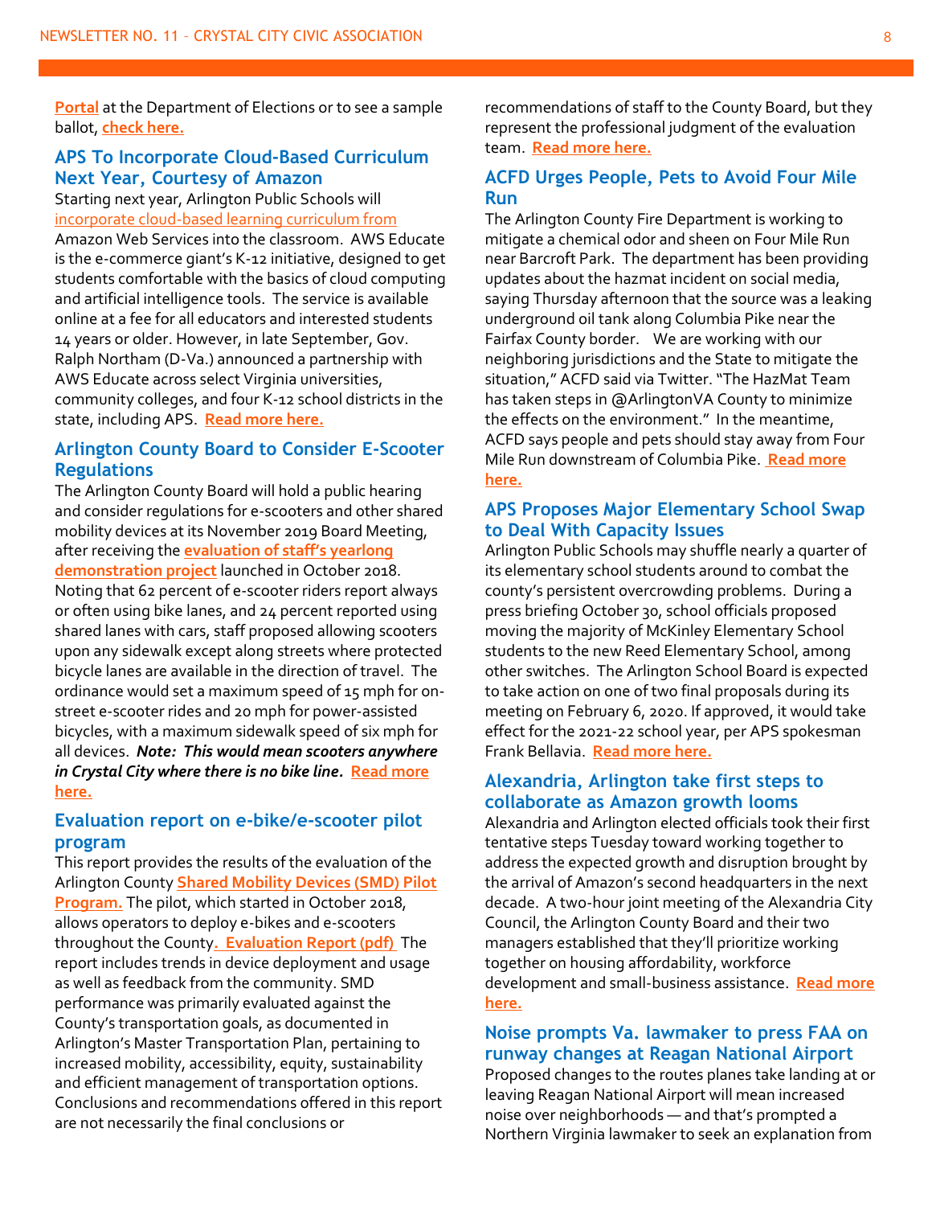**Portal** at the Department of Elections or to see a sample ballot, **check here.**

## APS To Incorporate Cloud-Based Curriculum Next Year, Courtesy of Amazon

Starting next year, Arlington Public Schools will incorporate cloud-based learning curriculum from Amazon Web Services into the classroom. AWS Educate is the e-commerce giant's K-12 initiative, designed to get students comfortable with the basics of cloud computing and artificial intelligence tools. The service is available online at a fee for all educators and interested students 14 years or older. However, in late September, Gov. Ralph Northam (D-Va.) announced a partnership with AWS Educate across select Virginia universities, community colleges, and four K-12 school districts in the state, including APS. **Read more here.**

## Arlington County Board to Consider E-Scooter Regulations

The Arlington County Board will hold a public hearing and consider regulations for e-scooters and other shared mobility devices at its November 2019 Board Meeting, after receiving the **evaluation of staff's yearlong demonstration project** launched in October 2018. Noting that 62 percent of e-scooter riders report always or often using bike lanes, and 24 percent reported using shared lanes with cars, staff proposed allowing scooters upon any sidewalk except along streets where protected bicycle lanes are available in the direction of travel. The ordinance would set a maximum speed of 15 mph for on-street e-scooter rides and 20 mph for power-assisted bicycles, with a maximum sidewalk speed of six mph for all devices. ***Note: This would mean scooters anywhere in Crystal City where there is no bike line.*** **Read more here.**

## Evaluation report on e-bike/e-scooter pilot program

This report provides the results of the evaluation of the Arlington County **Shared Mobility Devices (SMD) Pilot Program.** The pilot, which started in October 2018, allows operators to deploy e-bikes and e-scooters throughout the County. **Evaluation Report (pdf)** The report includes trends in device deployment and usage as well as feedback from the community. SMD performance was primarily evaluated against the County's transportation goals, as documented in Arlington's Master Transportation Plan, pertaining to increased mobility, accessibility, equity, sustainability and efficient management of transportation options. Conclusions and recommendations offered in this report are not necessarily the final conclusions or recommendations of staff to the County Board, but they represent the professional judgment of the evaluation team. **Read more here.**

## ACFD Urges People, Pets to Avoid Four Mile Run

The Arlington County Fire Department is working to mitigate a chemical odor and sheen on Four Mile Run near Barcroft Park. The department has been providing updates about the hazmat incident on social media, saying Thursday afternoon that the source was a leaking underground oil tank along Columbia Pike near the Fairfax County border. We are working with our neighboring jurisdictions and the State to mitigate the situation," ACFD said via Twitter. "The HazMat Team has taken steps in @ArlingtonVA County to minimize the effects on the environment." In the meantime, ACFD says people and pets should stay away from Four Mile Run downstream of Columbia Pike. **Read more here.**

## APS Proposes Major Elementary School Swap to Deal With Capacity Issues

Arlington Public Schools may shuffle nearly a quarter of its elementary school students around to combat the county's persistent overcrowding problems. During a press briefing October 30, school officials proposed moving the majority of McKinley Elementary School students to the new Reed Elementary School, among other switches. The Arlington School Board is expected to take action on one of two final proposals during its meeting on February 6, 2020. If approved, it would take effect for the 2021-22 school year, per APS spokesman Frank Bellavia. **Read more here.**

## Alexandria, Arlington take first steps to collaborate as Amazon growth looms

Alexandria and Arlington elected officials took their first tentative steps Tuesday toward working together to address the expected growth and disruption brought by the arrival of Amazon's second headquarters in the next decade. A two-hour joint meeting of the Alexandria City Council, the Arlington County Board and their two managers established that they'll prioritize working together on housing affordability, workforce development and small-business assistance. **Read more here.**

## Noise prompts Va. lawmaker to press FAA on runway changes at Reagan National Airport

Proposed changes to the routes planes take landing at or leaving Reagan National Airport will mean increased noise over neighborhoods — and that's prompted a Northern Virginia lawmaker to seek an explanation from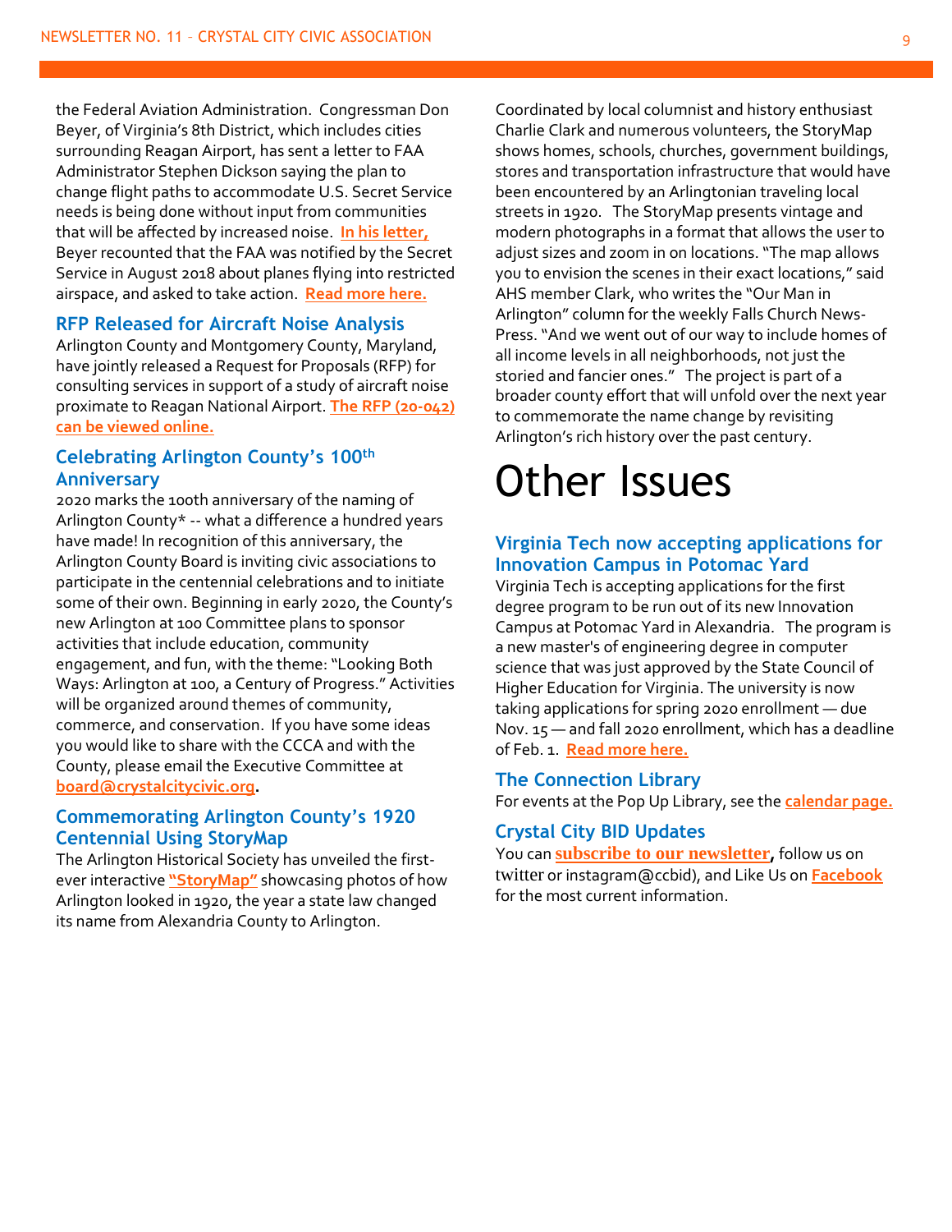the Federal Aviation Administration. Congressman Don Beyer, of Virginia's 8th District, which includes cities surrounding Reagan Airport, has sent a letter to FAA Administrator Stephen Dickson saying the plan to change flight paths to accommodate U.S. Secret Service needs is being done without input from communities that will be affected by increased noise. **In his letter,** Beyer recounted that the FAA was notified by the Secret Service in August 2018 about planes flying into restricted airspace, and asked to take action. **Read more here.**

### RFP Released for Aircraft Noise Analysis

Arlington County and Montgomery County, Maryland, have jointly released a Request for Proposals (RFP) for consulting services in support of a study of aircraft noise proximate to Reagan National Airport. **The RFP (20-042) can be viewed online.**

### Celebrating Arlington County's 100th Anniversary

2020 marks the 100th anniversary of the naming of Arlington County* -- what a difference a hundred years have made! In recognition of this anniversary, the Arlington County Board is inviting civic associations to participate in the centennial celebrations and to initiate some of their own. Beginning in early 2020, the County's new Arlington at 100 Committee plans to sponsor activities that include education, community engagement, and fun, with the theme: "Looking Both Ways: Arlington at 100, a Century of Progress." Activities will be organized around themes of community, commerce, and conservation. If you have some ideas you would like to share with the CCCA and with the County, please email the Executive Committee at **board@crystalcitycivic.org**.

### Commemorating Arlington County's 1920 Centennial Using StoryMap

The Arlington Historical Society has unveiled the first-ever interactive **"StoryMap"** showcasing photos of how Arlington looked in 1920, the year a state law changed its name from Alexandria County to Arlington.

Coordinated by local columnist and history enthusiast Charlie Clark and numerous volunteers, the StoryMap shows homes, schools, churches, government buildings, stores and transportation infrastructure that would have been encountered by an Arlingtonian traveling local streets in 1920. The StoryMap presents vintage and modern photographs in a format that allows the user to adjust sizes and zoom in on locations. "The map allows you to envision the scenes in their exact locations," said AHS member Clark, who writes the "Our Man in Arlington" column for the weekly Falls Church News-Press. "And we went out of our way to include homes of all income levels in all neighborhoods, not just the storied and fancier ones." The project is part of a broader county effort that will unfold over the next year to commemorate the name change by revisiting Arlington's rich history over the past century.

# Other Issues

### Virginia Tech now accepting applications for Innovation Campus in Potomac Yard

Virginia Tech is accepting applications for the first degree program to be run out of its new Innovation Campus at Potomac Yard in Alexandria. The program is a new master's of engineering degree in computer science that was just approved by the State Council of Higher Education for Virginia. The university is now taking applications for spring 2020 enrollment — due Nov. 15 — and fall 2020 enrollment, which has a deadline of Feb. 1. **Read more here.**

### The Connection Library

For events at the Pop Up Library, see the **calendar page.**

### Crystal City BID Updates

You can **subscribe to our newsletter**, follow us on twitter or instagram@ccbid), and Like Us on **Facebook** for the most current information.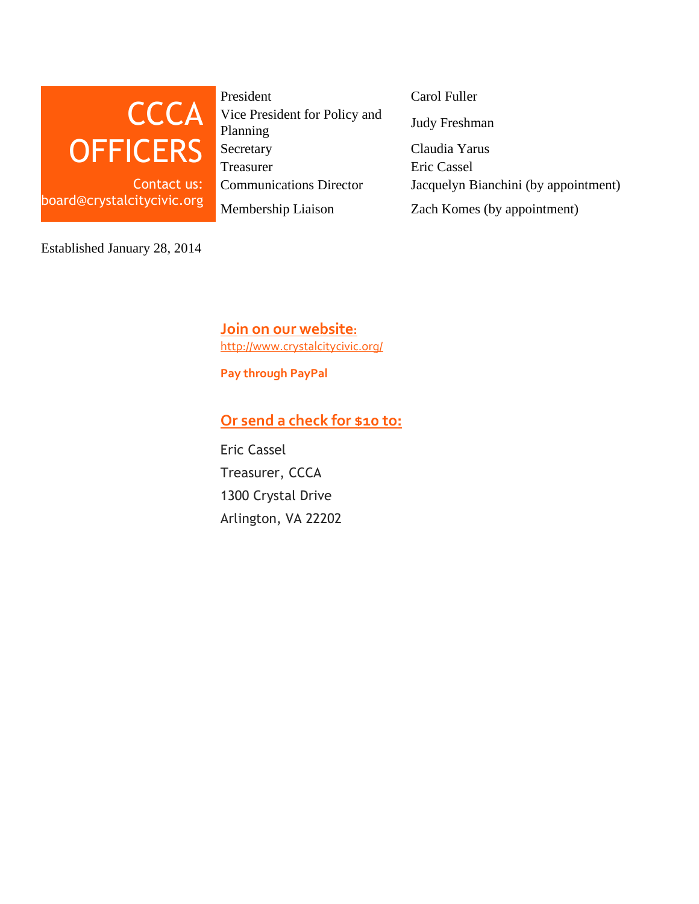# CCCA OFFICERS

Contact us: board@crystalcitycivic.org

| | |
|---|---|
| President | Carol Fuller |
| Vice President for Policy and Planning | Judy Freshman |
| Secretary | Claudia Yarus |
| Treasurer | Eric Cassel |
| Communications Director | Jacquelyn Bianchini (by appointment) |
| Membership Liaison | Zach Komes (by appointment) |

Established January 28, 2014

**Join on our website:**

http://www.crystalcitycivic.org/

**Pay through PayPal**

**Or send a check for $10 to:**

Eric Cassel
Treasurer, CCCA
1300 Crystal Drive
Arlington, VA 22202